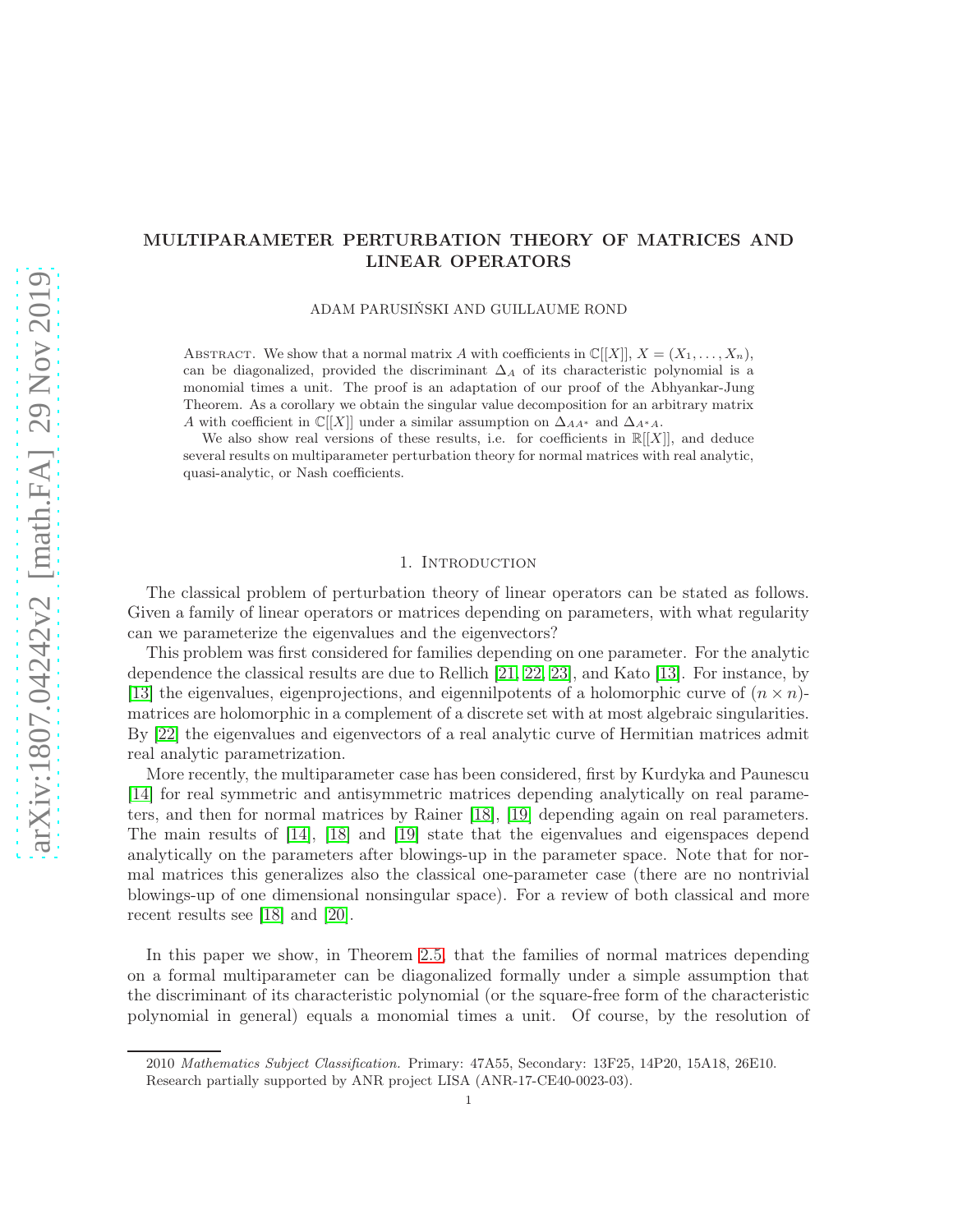# MULTIPARAMETER PERTURBATION THEORY OF MATRICES AND LINEAR OPERATORS

ADAM PARUSIŃSKI AND GUILLAUME ROND

Abstract. We show that a normal matrix $A$ with coefficients in $\mathbb{C}[[X]]$, $X = (X_1, \ldots, X_n)$, can be diagonalized, provided the discriminant $\Delta_A$ of its characteristic polynomial is a monomial times a unit. The proof is an adaptation of our proof of the Abhyankar-Jung Theorem. As a corollary we obtain the singular value decomposition for an arbitrary matrix $A$ with coefficient in $\mathbb{C}[[X]]$ under a similar assumption on $\Delta_{AA^*}$ and $\Delta_{A^*A}$.

We also show real versions of these results, i.e. for coefficients in $\mathbb{R}[[X]]$, and deduce several results on multiparameter perturbation theory for normal matrices with real analytic, quasi-analytic, or Nash coefficients.

## 1. Introduction

The classical problem of perturbation theory of linear operators can be stated as follows. Given a family of linear operators or matrices depending on parameters, with what regularity can we parameterize the eigenvalues and the eigenvectors?

This problem was first considered for families depending on one parameter. For the analytic dependence the classical results are due to Rellich [21, 22, 23], and Kato [13]. For instance, by [13] the eigenvalues, eigenprojections, and eigennilpotents of a holomorphic curve of $(n \times n)$-matrices are holomorphic in a complement of a discrete set with at most algebraic singularities. By [22] the eigenvalues and eigenvectors of a real analytic curve of Hermitian matrices admit real analytic parametrization.

More recently, the multiparameter case has been considered, first by Kurdyka and Paunescu [14] for real symmetric and antisymmetric matrices depending analytically on real parameters, and then for normal matrices by Rainer [18], [19] depending again on real parameters. The main results of [14], [18] and [19] state that the eigenvalues and eigenspaces depend analytically on the parameters after blowings-up in the parameter space. Note that for normal matrices this generalizes also the classical one-parameter case (there are no nontrivial blowings-up of one dimensional nonsingular space). For a review of both classical and more recent results see [18] and [20].

In this paper we show, in Theorem 2.5, that the families of normal matrices depending on a formal multiparameter can be diagonalized formally under a simple assumption that the discriminant of its characteristic polynomial (or the square-free form of the characteristic polynomial in general) equals a monomial times a unit. Of course, by the resolution of

2010 *Mathematics Subject Classification.* Primary: 47A55, Secondary: 13F25, 14P20, 15A18, 26E10.

Research partially supported by ANR project LISA (ANR-17-CE40-0023-03).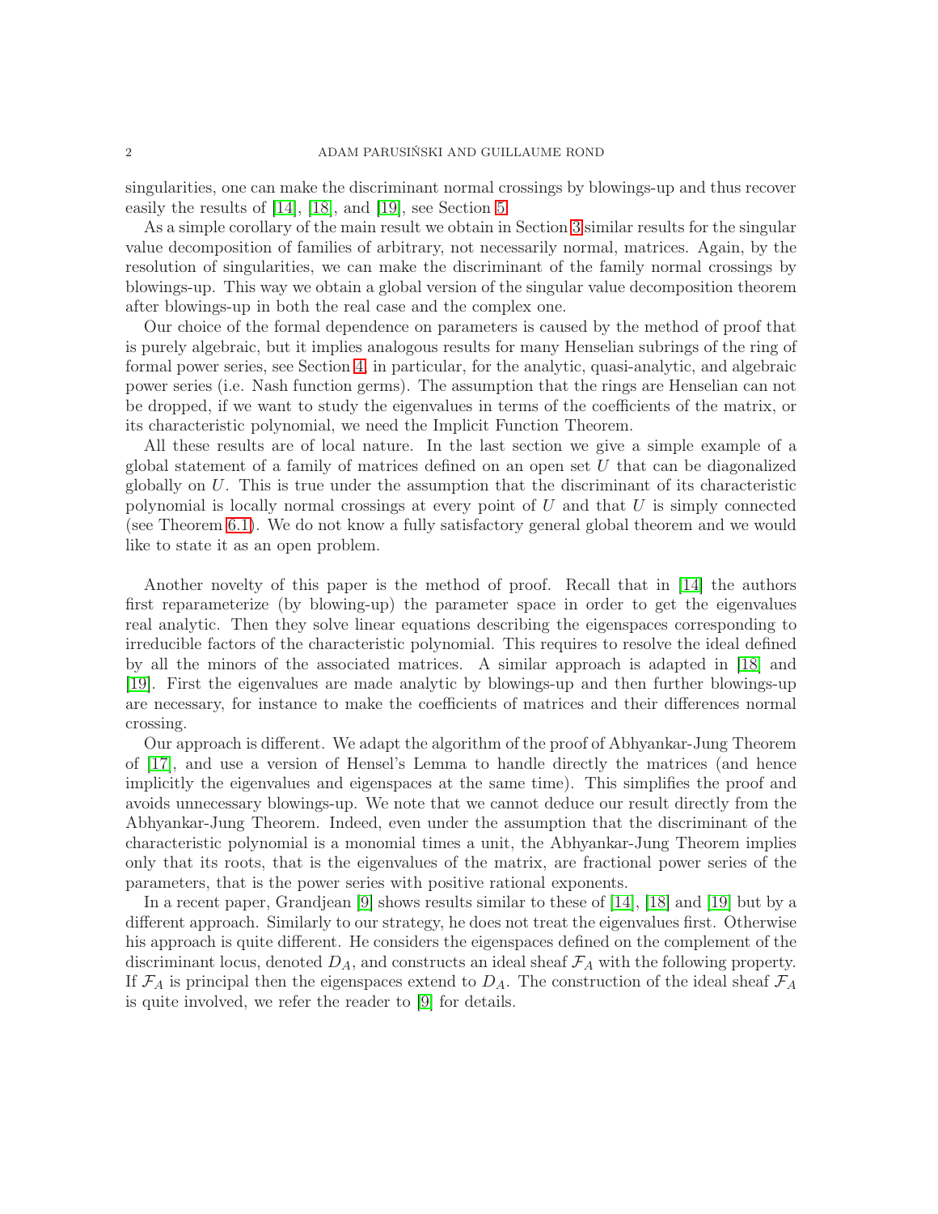singularities, one can make the discriminant normal crossings by blowings-up and thus recover easily the results of [14], [18], and [19], see Section 5.

As a simple corollary of the main result we obtain in Section 3 similar results for the singular value decomposition of families of arbitrary, not necessarily normal, matrices. Again, by the resolution of singularities, we can make the discriminant of the family normal crossings by blowings-up. This way we obtain a global version of the singular value decomposition theorem after blowings-up in both the real case and the complex one.

Our choice of the formal dependence on parameters is caused by the method of proof that is purely algebraic, but it implies analogous results for many Henselian subrings of the ring of formal power series, see Section 4, in particular, for the analytic, quasi-analytic, and algebraic power series (i.e. Nash function germs). The assumption that the rings are Henselian can not be dropped, if we want to study the eigenvalues in terms of the coefficients of the matrix, or its characteristic polynomial, we need the Implicit Function Theorem.

All these results are of local nature. In the last section we give a simple example of a global statement of a family of matrices defined on an open set $U$ that can be diagonalized globally on $U$. This is true under the assumption that the discriminant of its characteristic polynomial is locally normal crossings at every point of $U$ and that $U$ is simply connected (see Theorem 6.1). We do not know a fully satisfactory general global theorem and we would like to state it as an open problem.

Another novelty of this paper is the method of proof. Recall that in [14] the authors first reparameterize (by blowing-up) the parameter space in order to get the eigenvalues real analytic. Then they solve linear equations describing the eigenspaces corresponding to irreducible factors of the characteristic polynomial. This requires to resolve the ideal defined by all the minors of the associated matrices. A similar approach is adapted in [18] and [19]. First the eigenvalues are made analytic by blowings-up and then further blowings-up are necessary, for instance to make the coefficients of matrices and their differences normal crossing.

Our approach is different. We adapt the algorithm of the proof of Abhyankar-Jung Theorem of [17], and use a version of Hensel's Lemma to handle directly the matrices (and hence implicitly the eigenvalues and eigenspaces at the same time). This simplifies the proof and avoids unnecessary blowings-up. We note that we cannot deduce our result directly from the Abhyankar-Jung Theorem. Indeed, even under the assumption that the discriminant of the characteristic polynomial is a monomial times a unit, the Abhyankar-Jung Theorem implies only that its roots, that is the eigenvalues of the matrix, are fractional power series of the parameters, that is the power series with positive rational exponents.

In a recent paper, Grandjean [9] shows results similar to these of [14], [18] and [19] but by a different approach. Similarly to our strategy, he does not treat the eigenvalues first. Otherwise his approach is quite different. He considers the eigenspaces defined on the complement of the discriminant locus, denoted $D_A$, and constructs an ideal sheaf $\mathcal{F}_A$ with the following property. If $\mathcal{F}_A$ is principal then the eigenspaces extend to $D_A$. The construction of the ideal sheaf $\mathcal{F}_A$ is quite involved, we refer the reader to [9] for details.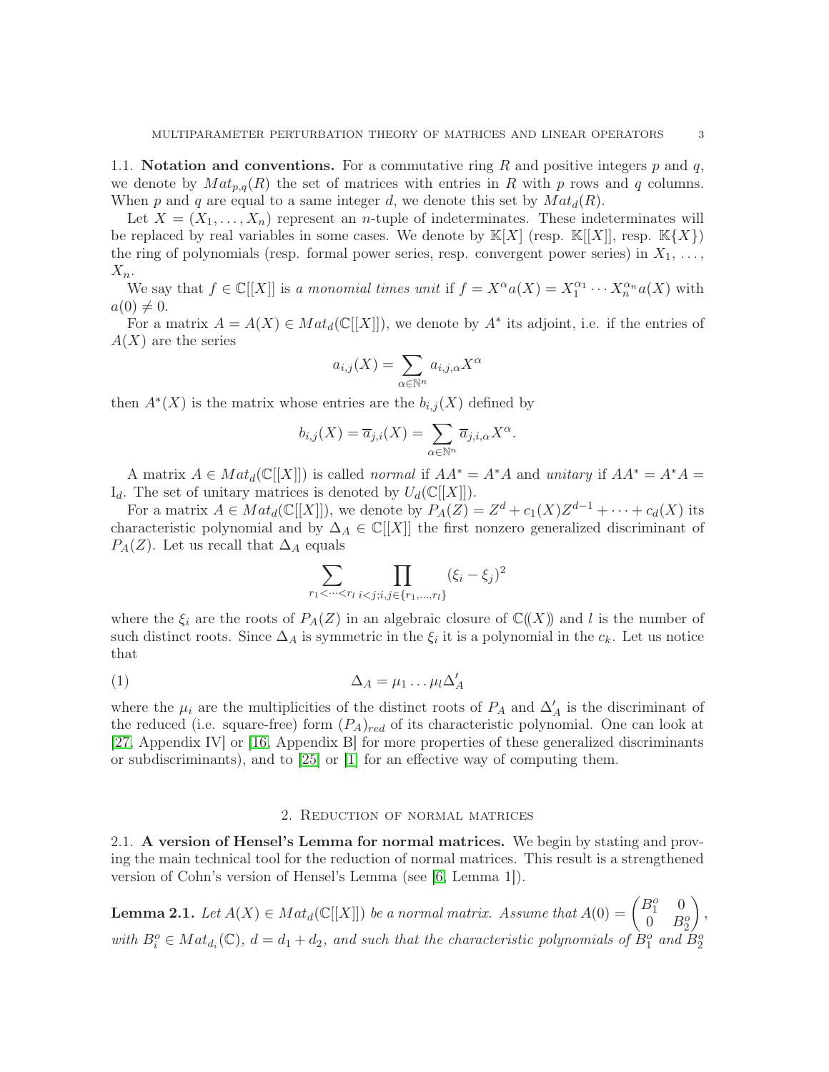### 1.1. Notation and conventions.

For a commutative ring $R$ and positive integers $p$ and $q$, we denote by $Mat_{p,q}(R)$ the set of matrices with entries in $R$ with $p$ rows and $q$ columns. When $p$ and $q$ are equal to a same integer $d$, we denote this set by $Mat_d(R)$.

Let $X = (X_1, \ldots, X_n)$ represent an $n$-tuple of indeterminates. These indeterminates will be replaced by real variables in some cases. We denote by $\mathbb{K}[X]$ (resp. $\mathbb{K}[[X]]$, resp. $\mathbb{K}\{X\}$) the ring of polynomials (resp. formal power series, resp. convergent power series) in $X_1, \ldots, X_n$.

We say that $f \in \mathbb{C}[[X]]$ is *a monomial times unit* if $f = X^\alpha a(X) = X_1^{\alpha_1} \cdots X_n^{\alpha_n} a(X)$ with $a(0) \neq 0$.

For a matrix $A = A(X) \in Mat_d(\mathbb{C}[[X]])$, we denote by $A^*$ its adjoint, i.e. if the entries of $A(X)$ are the series

$$a_{i,j}(X) = \sum_{\alpha \in \mathbb{N}^n} a_{i,j,\alpha} X^\alpha$$

then $A^*(X)$ is the matrix whose entries are the $b_{i,j}(X)$ defined by

$$b_{i,j}(X) = \overline{a}_{j,i}(X) = \sum_{\alpha \in \mathbb{N}^n} \overline{a}_{j,i,\alpha} X^\alpha.$$

A matrix $A \in Mat_d(\mathbb{C}[[X]])$ is called *normal* if $AA^* = A^*A$ and *unitary* if $AA^* = A^*A = \mathrm{I}_d$. The set of unitary matrices is denoted by $U_d(\mathbb{C}[[X]])$.

For a matrix $A \in Mat_d(\mathbb{C}[[X]])$, we denote by $P_A(Z) = Z^d + c_1(X)Z^{d-1} + \cdots + c_d(X)$ its characteristic polynomial and by $\Delta_A \in \mathbb{C}[[X]]$ the first nonzero generalized discriminant of $P_A(Z)$. Let us recall that $\Delta_A$ equals

$$\sum_{r_1 < \cdots < r_l} \prod_{i<j; i,j \in \{r_1, \ldots, r_l\}} (\xi_i - \xi_j)^2$$

where the $\xi_i$ are the roots of $P_A(Z)$ in an algebraic closure of $\mathbb{C}(\!(X)\!)$ and $l$ is the number of such distinct roots. Since $\Delta_A$ is symmetric in the $\xi_i$ it is a polynomial in the $c_k$. Let us notice that

$$\Delta_A = \mu_1 \ldots \mu_l \Delta'_A \tag{1}$$

where the $\mu_i$ are the multiplicities of the distinct roots of $P_A$ and $\Delta'_A$ is the discriminant of the reduced (i.e. square-free) form $(P_A)_{red}$ of its characteristic polynomial. One can look at [27, Appendix IV] or [16, Appendix B] for more properties of these generalized discriminants or subdiscriminants), and to [25] or [1] for an effective way of computing them.

## 2. Reduction of normal matrices

### 2.1. A version of Hensel's Lemma for normal matrices.

We begin by stating and proving the main technical tool for the reduction of normal matrices. This result is a strengthened version of Cohn's version of Hensel's Lemma (see [6, Lemma 1]).

**Lemma 2.1.** *Let $A(X) \in Mat_d(\mathbb{C}[[X]])$ be a normal matrix. Assume that $A(0) = \begin{pmatrix} B_1^o & 0 \\ 0 & B_2^o \end{pmatrix}$, with $B_i^o \in Mat_{d_i}(\mathbb{C})$, $d = d_1 + d_2$, and such that the characteristic polynomials of $B_1^o$ and $B_2^o$*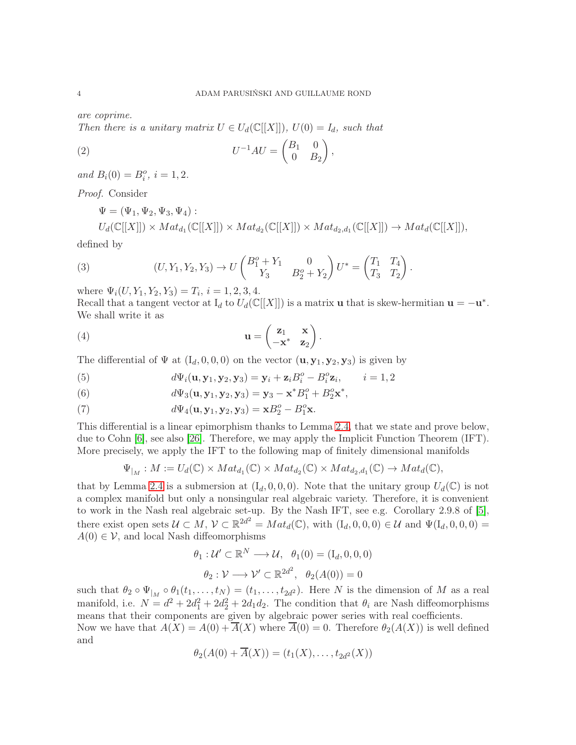*are coprime.*
*Then there is a unitary matrix $U \in U_d(\mathbb{C}[[X]])$, $U(0) = I_d$, such that*

$$U^{-1}AU = \begin{pmatrix} B_1 & 0 \\ 0 & B_2 \end{pmatrix}, \tag{2}$$

*and $B_i(0) = B_i^o$, $i = 1, 2$.*

*Proof.* Consider

$$\Psi = (\Psi_1, \Psi_2, \Psi_3, \Psi_4):$$
$$U_d(\mathbb{C}[[X]]) \times Mat_{d_1}(\mathbb{C}[[X]]) \times Mat_{d_2}(\mathbb{C}[[X]]) \times Mat_{d_2,d_1}(\mathbb{C}[[X]]) \to Mat_d(\mathbb{C}[[X]]),$$

defined by

$$(U, Y_1, Y_2, Y_3) \to U \begin{pmatrix} B_1^o + Y_1 & 0 \\ Y_3 & B_2^o + Y_2 \end{pmatrix} U^* = \begin{pmatrix} T_1 & T_4 \\ T_3 & T_2 \end{pmatrix}. \tag{3}$$

where $\Psi_i(U, Y_1, Y_2, Y_3) = T_i$, $i = 1, 2, 3, 4$.
Recall that a tangent vector at $\mathrm{I}_d$ to $U_d(\mathbb{C}[[X]])$ is a matrix $\mathbf{u}$ that is skew-hermitian $\mathbf{u} = -\mathbf{u}^*$. We shall write it as

$$\mathbf{u} = \begin{pmatrix} \mathbf{z}_1 & \mathbf{x} \\ -\mathbf{x}^* & \mathbf{z}_2 \end{pmatrix}. \tag{4}$$

The differential of $\Psi$ at $(\mathrm{I}_d, 0, 0, 0)$ on the vector $(\mathbf{u}, \mathbf{y}_1, \mathbf{y}_2, \mathbf{y}_3)$ is given by

$$d\Psi_i(\mathbf{u}, \mathbf{y}_1, \mathbf{y}_2, \mathbf{y}_3) = \mathbf{y}_i + \mathbf{z}_i B_i^o - B_i^o \mathbf{z}_i, \qquad i = 1, 2 \tag{5}$$

$$d\Psi_3(\mathbf{u}, \mathbf{y}_1, \mathbf{y}_2, \mathbf{y}_3) = \mathbf{y}_3 - \mathbf{x}^* B_1^o + B_2^o \mathbf{x}^*, \tag{6}$$

$$d\Psi_4(\mathbf{u}, \mathbf{y}_1, \mathbf{y}_2, \mathbf{y}_3) = \mathbf{x} B_2^o - B_1^o \mathbf{x}. \tag{7}$$

This differential is a linear epimorphism thanks to Lemma 2.4, that we state and prove below, due to Cohn [6], see also [26]. Therefore, we may apply the Implicit Function Theorem (IFT). More precisely, we apply the IFT to the following map of finitely dimensional manifolds

$$\Psi_{|_M} : M := U_d(\mathbb{C}) \times Mat_{d_1}(\mathbb{C}) \times Mat_{d_2}(\mathbb{C}) \times Mat_{d_2,d_1}(\mathbb{C}) \to Mat_d(\mathbb{C}),$$

that by Lemma 2.4 is a submersion at $(\mathrm{I}_d, 0, 0, 0)$. Note that the unitary group $U_d(\mathbb{C})$ is not a complex manifold but only a nonsingular real algebraic variety. Therefore, it is convenient to work in the Nash real algebraic set-up. By the Nash IFT, see e.g. Corollary 2.9.8 of [5], there exist open sets $\mathcal{U} \subset M$, $\mathcal{V} \subset \mathbb{R}^{2d^2} = Mat_d(\mathbb{C})$, with $(\mathrm{I}_d, 0, 0, 0) \in \mathcal{U}$ and $\Psi(\mathrm{I}_d, 0, 0, 0) = A(0) \in \mathcal{V}$, and local Nash diffeomorphisms

$$\theta_1 : \mathcal{U}' \subset \mathbb{R}^N \longrightarrow \mathcal{U}, \quad \theta_1(0) = (\mathrm{I}_d, 0, 0, 0)$$

$$\theta_2 : \mathcal{V} \longrightarrow \mathcal{V}' \subset \mathbb{R}^{2d^2}, \quad \theta_2(A(0)) = 0$$

such that $\theta_2 \circ \Psi_{|_M} \circ \theta_1(t_1, \ldots, t_N) = (t_1, \ldots, t_{2d^2})$. Here $N$ is the dimension of $M$ as a real manifold, i.e. $N = d^2 + 2d_1^2 + 2d_2^2 + 2d_1 d_2$. The condition that $\theta_i$ are Nash diffeomorphisms means that their components are given by algebraic power series with real coefficients.
Now we have that $A(X) = A(0) + \overline{A}(X)$ where $\overline{A}(0) = 0$. Therefore $\theta_2(A(X))$ is well defined and

$$\theta_2(A(0) + \overline{A}(X)) = (t_1(X), \ldots, t_{2d^2}(X))$$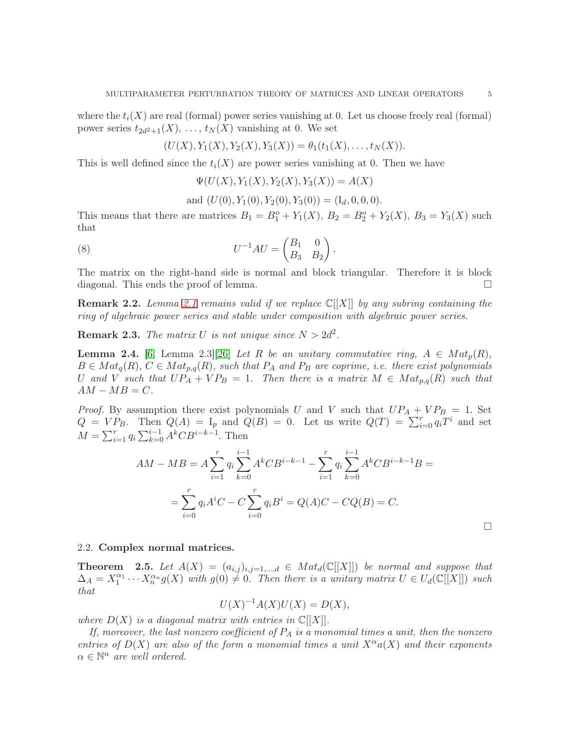where the $t_i(X)$ are real (formal) power series vanishing at 0. Let us choose freely real (formal) power series $t_{2d^2+1}(X), \ldots, t_N(X)$ vanishing at 0. We set

$$(U(X), Y_1(X), Y_2(X), Y_3(X)) = \theta_1(t_1(X), \ldots, t_N(X)).$$

This is well defined since the $t_i(X)$ are power series vanishing at 0. Then we have

$$\Psi(U(X), Y_1(X), Y_2(X), Y_3(X)) = A(X)$$

$$\text{and } (U(0), Y_1(0), Y_2(0), Y_3(0)) = (\mathrm{I}_d, 0, 0, 0).$$

This means that there are matrices $B_1 = B_1^o + Y_1(X)$, $B_2 = B_2^o + Y_2(X)$, $B_3 = Y_3(X)$ such that

$$U^{-1}AU = \begin{pmatrix} B_1 & 0 \\ B_3 & B_2 \end{pmatrix}. \tag{8}$$

The matrix on the right-hand side is normal and block triangular. Therefore it is block diagonal. This ends the proof of lemma. $\square$

**Remark 2.2.** *Lemma 2.1 remains valid if we replace $\mathbb{C}[[X]]$ by any subring containing the ring of algebraic power series and stable under composition with algebraic power series.*

**Remark 2.3.** *The matrix $U$ is not unique since $N > 2d^2$.*

**Lemma 2.4.** [6, Lemma 2.3][26] *Let $R$ be an unitary commutative ring, $A \in Mat_p(R)$, $B \in Mat_q(R)$, $C \in Mat_{p,q}(R)$, such that $P_A$ and $P_B$ are coprime, i.e. there exist polynomials $U$ and $V$ such that $UP_A + VP_B = 1$. Then there is a matrix $M \in Mat_{p,q}(R)$ such that $AM - MB = C$.*

*Proof.* By assumption there exist polynomials $U$ and $V$ such that $UP_A + VP_B = 1$. Set $Q = VP_B$. Then $Q(A) = \mathrm{I}_p$ and $Q(B) = 0$. Let us write $Q(T) = \sum_{i=0}^r q_i T^i$ and set $M = \sum_{i=1}^r q_i \sum_{k=0}^{i-1} A^k C B^{i-k-1}$. Then

$$AM - MB = A\sum_{i=1}^r q_i \sum_{k=0}^{i-1} A^k C B^{i-k-1} - \sum_{i=1}^r q_i \sum_{k=0}^{i-1} A^k C B^{i-k-1} B =$$

$$= \sum_{i=0}^r q_i A^i C - C\sum_{i=0}^r q_i B^i = Q(A)C - CQ(B) = C.$$

$\square$

### 2.2. Complex normal matrices.

**Theorem 2.5.** *Let $A(X) = (a_{i,j})_{i,j=1,\ldots,d} \in Mat_d(\mathbb{C}[[X]])$ be normal and suppose that $\Delta_A = X_1^{\alpha_1} \cdots X_n^{\alpha_n} g(X)$ with $g(0) \neq 0$. Then there is a unitary matrix $U \in U_d(\mathbb{C}[[X]])$ such that*

$$U(X)^{-1}A(X)U(X) = D(X),$$

*where $D(X)$ is a diagonal matrix with entries in $\mathbb{C}[[X]]$.*

*If, moreover, the last nonzero coefficient of $P_A$ is a monomial times a unit, then the nonzero entries of $D(X)$ are also of the form a monomial times a unit $X^\alpha a(X)$ and their exponents $\alpha \in \mathbb{N}^n$ are well ordered.*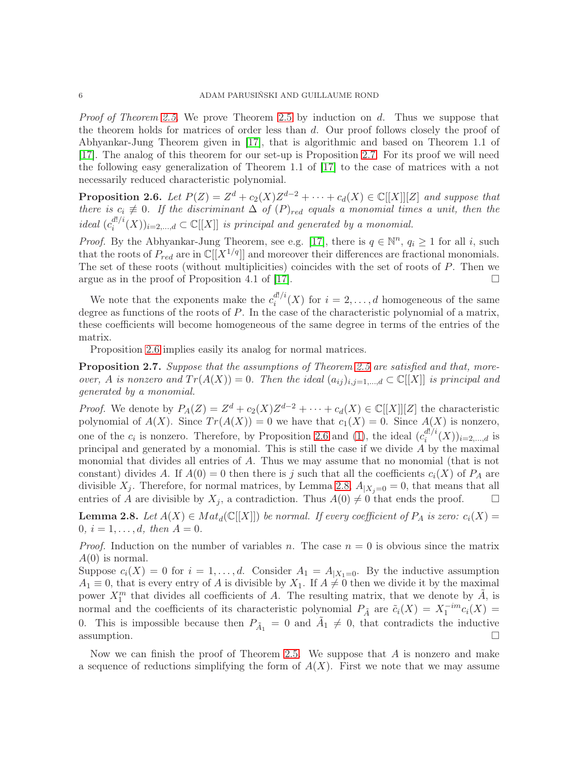*Proof of Theorem 2.5.* We prove Theorem 2.5 by induction on $d$. Thus we suppose that the theorem holds for matrices of order less than $d$. Our proof follows closely the proof of Abhyankar-Jung Theorem given in [17], that is algorithmic and based on Theorem 1.1 of [17]. The analog of this theorem for our set-up is Proposition 2.7. For its proof we will need the following easy generalization of Theorem 1.1 of [17] to the case of matrices with a not necessarily reduced characteristic polynomial.

**Proposition 2.6.** *Let $P(Z) = Z^d + c_2(X)Z^{d-2} + \cdots + c_d(X) \in \mathbb{C}[[X]][Z]$ and suppose that there is $c_i \not\equiv 0$. If the discriminant $\Delta$ of $(P)_{red}$ equals a monomial times a unit, then the ideal $(c_i^{d!/i}(X))_{i=2,\ldots,d} \subset \mathbb{C}[[X]]$ is principal and generated by a monomial.*

*Proof.* By the Abhyankar-Jung Theorem, see e.g. [17], there is $q \in \mathbb{N}^n$, $q_i \geq 1$ for all $i$, such that the roots of $P_{red}$ are in $\mathbb{C}[[X^{1/q}]]$ and moreover their differences are fractional monomials. The set of these roots (without multiplicities) coincides with the set of roots of $P$. Then we argue as in the proof of Proposition 4.1 of [17]. □

We note that the exponents make the $c_i^{d!/i}(X)$ for $i = 2, \ldots, d$ homogeneous of the same degree as functions of the roots of $P$. In the case of the characteristic polynomial of a matrix, these coefficients will become homogeneous of the same degree in terms of the entries of the matrix.

Proposition 2.6 implies easily its analog for normal matrices.

**Proposition 2.7.** *Suppose that the assumptions of Theorem 2.5 are satisfied and that, moreover, $A$ is nonzero and $Tr(A(X)) = 0$. Then the ideal $(a_{ij})_{i,j=1,\ldots,d} \subset \mathbb{C}[[X]]$ is principal and generated by a monomial.*

*Proof.* We denote by $P_A(Z) = Z^d + c_2(X)Z^{d-2} + \cdots + c_d(X) \in \mathbb{C}[[X]][Z]$ the characteristic polynomial of $A(X)$. Since $Tr(A(X)) = 0$ we have that $c_1(X) = 0$. Since $A(X)$ is nonzero, one of the $c_i$ is nonzero. Therefore, by Proposition 2.6 and (1), the ideal $(c_i^{d!/i}(X))_{i=2,\ldots,d}$ is principal and generated by a monomial. This is still the case if we divide $A$ by the maximal monomial that divides all entries of $A$. Thus we may assume that no monomial (that is not constant) divides $A$. If $A(0) = 0$ then there is $j$ such that all the coefficients $c_i(X)$ of $P_A$ are divisible $X_j$. Therefore, for normal matrices, by Lemma 2.8, $A_{|X_j=0} = 0$, that means that all entries of $A$ are divisible by $X_j$, a contradiction. Thus $A(0) \neq 0$ that ends the proof. □

**Lemma 2.8.** *Let $A(X) \in Mat_d(\mathbb{C}[[X]])$ be normal. If every coefficient of $P_A$ is zero: $c_i(X) = 0$, $i = 1, \ldots, d$, then $A = 0$.*

*Proof.* Induction on the number of variables $n$. The case $n = 0$ is obvious since the matrix $A(0)$ is normal.
Suppose $c_i(X) = 0$ for $i = 1, \ldots, d$. Consider $A_1 = A_{|X_1=0}$. By the inductive assumption $A_1 \equiv 0$, that is every entry of $A$ is divisible by $X_1$. If $A \neq 0$ then we divide it by the maximal power $X_1^m$ that divides all coefficients of $A$. The resulting matrix, that we denote by $\tilde{A}$, is normal and the coefficients of its characteristic polynomial $P_{\tilde{A}}$ are $\tilde{c}_i(X) = X_1^{-im}c_i(X) = 0$. This is impossible because then $P_{\tilde{A}_1} = 0$ and $\tilde{A}_1 \neq 0$, that contradicts the inductive assumption. □

Now we can finish the proof of Theorem 2.5. We suppose that $A$ is nonzero and make a sequence of reductions simplifying the form of $A(X)$. First we note that we may assume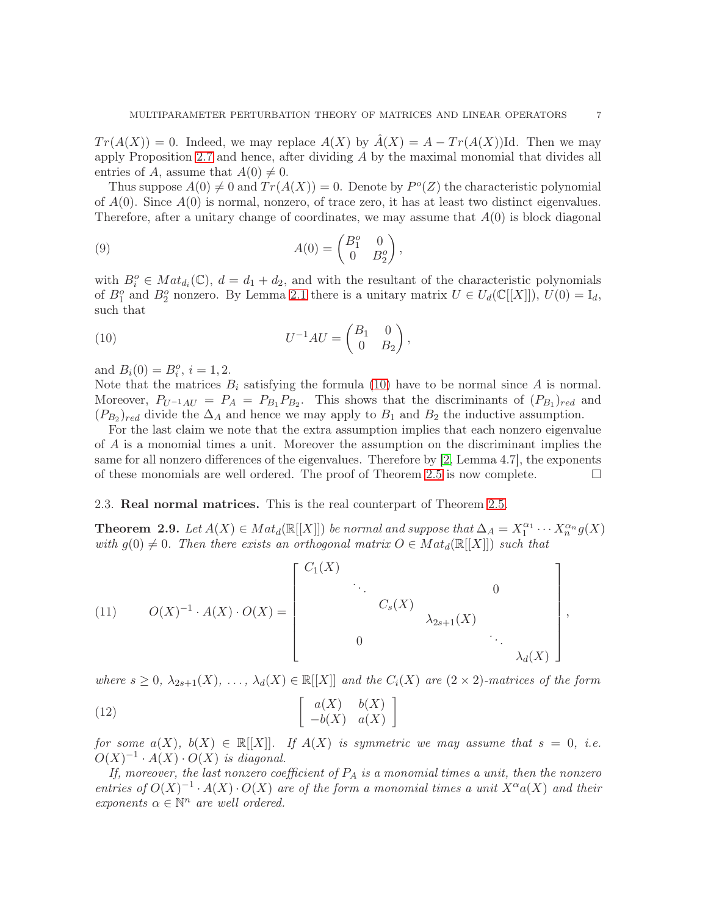$Tr(A(X)) = 0$. Indeed, we may replace $A(X)$ by $\hat{A}(X) = A - Tr(A(X))\mathrm{Id}$. Then we may apply Proposition 2.7 and hence, after dividing $A$ by the maximal monomial that divides all entries of $A$, assume that $A(0) \neq 0$.

Thus suppose $A(0) \neq 0$ and $Tr(A(X)) = 0$. Denote by $P^o(Z)$ the characteristic polynomial of $A(0)$. Since $A(0)$ is normal, nonzero, of trace zero, it has at least two distinct eigenvalues. Therefore, after a unitary change of coordinates, we may assume that $A(0)$ is block diagonal

$$A(0) = \begin{pmatrix} B_1^o & 0 \\ 0 & B_2^o \end{pmatrix}, \tag{9}$$

with $B_i^o \in Mat_{d_i}(\mathbb{C})$, $d = d_1 + d_2$, and with the resultant of the characteristic polynomials of $B_1^o$ and $B_2^o$ nonzero. By Lemma 2.1 there is a unitary matrix $U \in U_d(\mathbb{C}[[X]])$, $U(0) = \mathrm{I}_d$, such that

$$U^{-1}AU = \begin{pmatrix} B_1 & 0 \\ 0 & B_2 \end{pmatrix}, \tag{10}$$

and $B_i(0) = B_i^o$, $i = 1, 2$.

Note that the matrices $B_i$ satisfying the formula (10) have to be normal since $A$ is normal. Moreover, $P_{U^{-1}AU} = P_A = P_{B_1}P_{B_2}$. This shows that the discriminants of $(P_{B_1})_{red}$ and $(P_{B_2})_{red}$ divide the $\Delta_A$ and hence we may apply to $B_1$ and $B_2$ the inductive assumption.

For the last claim we note that the extra assumption implies that each nonzero eigenvalue of $A$ is a monomial times a unit. Moreover the assumption on the discriminant implies the same for all nonzero differences of the eigenvalues. Therefore by [2, Lemma 4.7], the exponents of these monomials are well ordered. The proof of Theorem 2.5 is now complete. $\square$

### 2.3. Real normal matrices.

This is the real counterpart of Theorem 2.5.

**Theorem 2.9.** *Let $A(X) \in Mat_d(\mathbb{R}[[X]])$ be normal and suppose that $\Delta_A = X_1^{\alpha_1} \cdots X_n^{\alpha_n} g(X)$ with $g(0) \neq 0$. Then there exists an orthogonal matrix $O \in Mat_d(\mathbb{R}[[X]])$ such that*

$$O(X)^{-1} \cdot A(X) \cdot O(X) = \begin{bmatrix} C_1(X) & & & & & \\ & \ddots & & & 0 & \\ & & C_s(X) & & & \\ & & & \lambda_{2s+1}(X) & & \\ & 0 & & & \ddots & \\ & & & & & \lambda_d(X) \end{bmatrix}, \tag{11}$$

*where $s \geq 0$, $\lambda_{2s+1}(X), \ldots, \lambda_d(X) \in \mathbb{R}[[X]]$ and the $C_i(X)$ are $(2 \times 2)$-matrices of the form*

$$\begin{bmatrix} a(X) & b(X) \\ -b(X) & a(X) \end{bmatrix} \tag{12}$$

*for some $a(X), b(X) \in \mathbb{R}[[X]]$. If $A(X)$ is symmetric we may assume that $s = 0$, i.e. $O(X)^{-1} \cdot A(X) \cdot O(X)$ is diagonal.*

*If, moreover, the last nonzero coefficient of $P_A$ is a monomial times a unit, then the nonzero entries of $O(X)^{-1} \cdot A(X) \cdot O(X)$ are of the form a monomial times a unit $X^\alpha a(X)$ and their exponents $\alpha \in \mathbb{N}^n$ are well ordered.*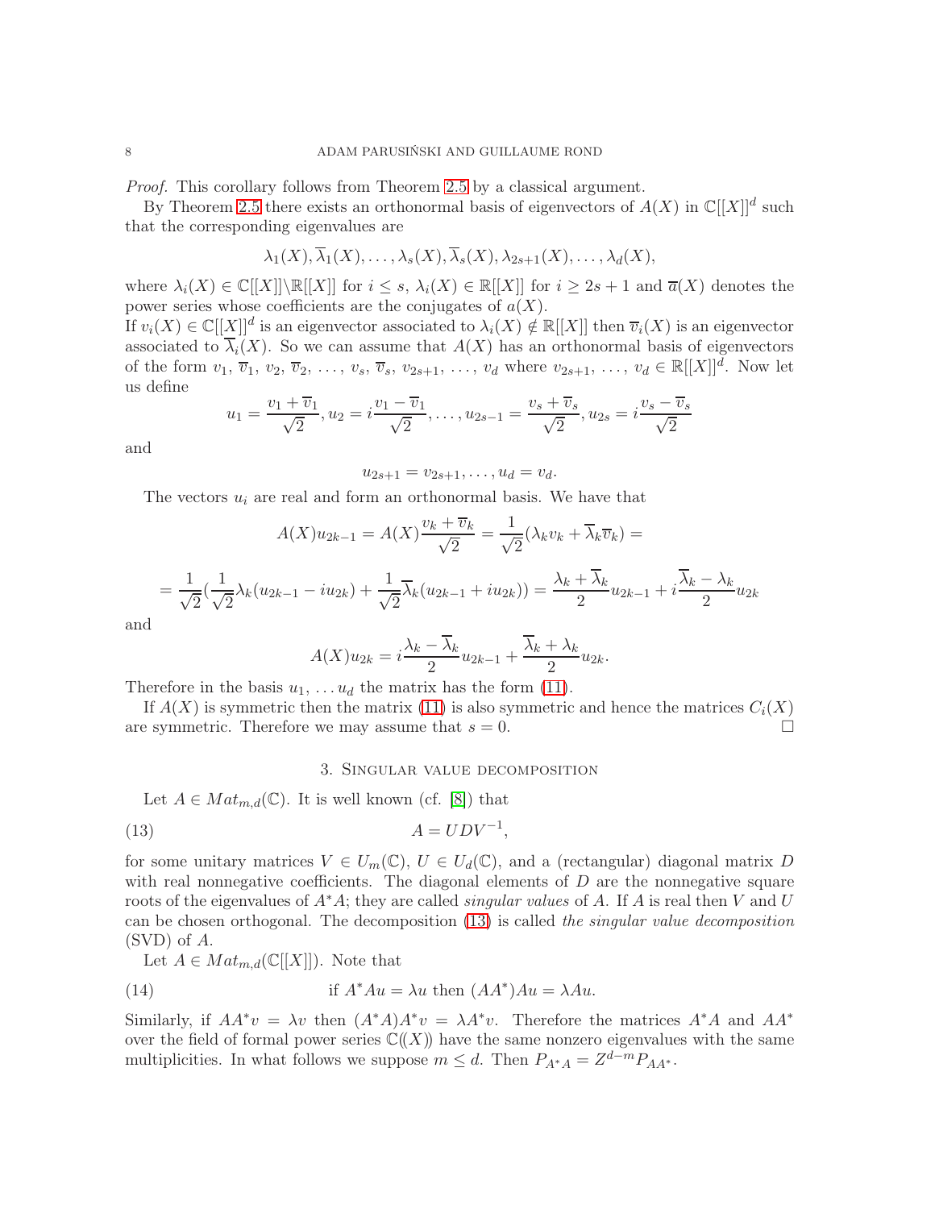*Proof.* This corollary follows from Theorem 2.5 by a classical argument.

By Theorem 2.5 there exists an orthonormal basis of eigenvectors of $A(X)$ in $\mathbb{C}[[X]]^d$ such that the corresponding eigenvalues are

$$\lambda_1(X), \overline{\lambda}_1(X), \ldots, \lambda_s(X), \overline{\lambda}_s(X), \lambda_{2s+1}(X), \ldots, \lambda_d(X),$$

where $\lambda_i(X) \in \mathbb{C}[[X]] \backslash \mathbb{R}[[X]]$ for $i \leq s$, $\lambda_i(X) \in \mathbb{R}[[X]]$ for $i \geq 2s+1$ and $\overline{a}(X)$ denotes the power series whose coefficients are the conjugates of $a(X)$.

If $v_i(X) \in \mathbb{C}[[X]]^d$ is an eigenvector associated to $\lambda_i(X) \notin \mathbb{R}[[X]]$ then $\overline{v}_i(X)$ is an eigenvector associated to $\overline{\lambda}_i(X)$. So we can assume that $A(X)$ has an orthonormal basis of eigenvectors of the form $v_1$, $\overline{v}_1$, $v_2$, $\overline{v}_2$, $\ldots$, $v_s$, $\overline{v}_s$, $v_{2s+1}$, $\ldots$, $v_d$ where $v_{2s+1}, \ldots, v_d \in \mathbb{R}[[X]]^d$. Now let us define

$$u_1 = \frac{v_1 + \overline{v}_1}{\sqrt{2}}, u_2 = i\frac{v_1 - \overline{v}_1}{\sqrt{2}}, \ldots, u_{2s-1} = \frac{v_s + \overline{v}_s}{\sqrt{2}}, u_{2s} = i\frac{v_s - \overline{v}_s}{\sqrt{2}}$$

and

$$u_{2s+1} = v_{2s+1}, \ldots, u_d = v_d.$$

The vectors $u_i$ are real and form an orthonormal basis. We have that

$$A(X)u_{2k-1} = A(X)\frac{v_k + \overline{v}_k}{\sqrt{2}} = \frac{1}{\sqrt{2}}(\lambda_k v_k + \overline{\lambda}_k \overline{v}_k) =$$

$$= \frac{1}{\sqrt{2}}\left(\frac{1}{\sqrt{2}}\lambda_k(u_{2k-1} - iu_{2k}) + \frac{1}{\sqrt{2}}\overline{\lambda}_k(u_{2k-1} + iu_{2k})\right) = \frac{\lambda_k + \overline{\lambda}_k}{2}u_{2k-1} + i\frac{\overline{\lambda}_k - \lambda_k}{2}u_{2k}$$

and

$$A(X)u_{2k} = i\frac{\lambda_k - \overline{\lambda}_k}{2}u_{2k-1} + \frac{\overline{\lambda}_k + \lambda_k}{2}u_{2k}.$$

Therefore in the basis $u_1, \ldots u_d$ the matrix has the form (11).

If $A(X)$ is symmetric then the matrix (11) is also symmetric and hence the matrices $C_i(X)$ are symmetric. Therefore we may assume that $s = 0$. □

## 3. Singular value decomposition

Let $A \in Mat_{m,d}(\mathbb{C})$. It is well known (cf. [8]) that

$$A = UDV^{-1}, \tag{13}$$

for some unitary matrices $V \in U_m(\mathbb{C})$, $U \in U_d(\mathbb{C})$, and a (rectangular) diagonal matrix $D$ with real nonnegative coefficients. The diagonal elements of $D$ are the nonnegative square roots of the eigenvalues of $A^*A$; they are called *singular values* of $A$. If $A$ is real then $V$ and $U$ can be chosen orthogonal. The decomposition (13) is called *the singular value decomposition* (SVD) of $A$.

Let $A \in Mat_{m,d}(\mathbb{C}[[X]])$. Note that

$$\text{if } A^*Au = \lambda u \text{ then } (AA^*)Au = \lambda Au. \tag{14}$$

Similarly, if $AA^*v = \lambda v$ then $(A^*A)A^*v = \lambda A^*v$. Therefore the matrices $A^*A$ and $AA^*$ over the field of formal power series $\mathbb{C}(\!(X)\!)$ have the same nonzero eigenvalues with the same multiplicities. In what follows we suppose $m \leq d$. Then $P_{A^*A} = Z^{d-m}P_{AA^*}$.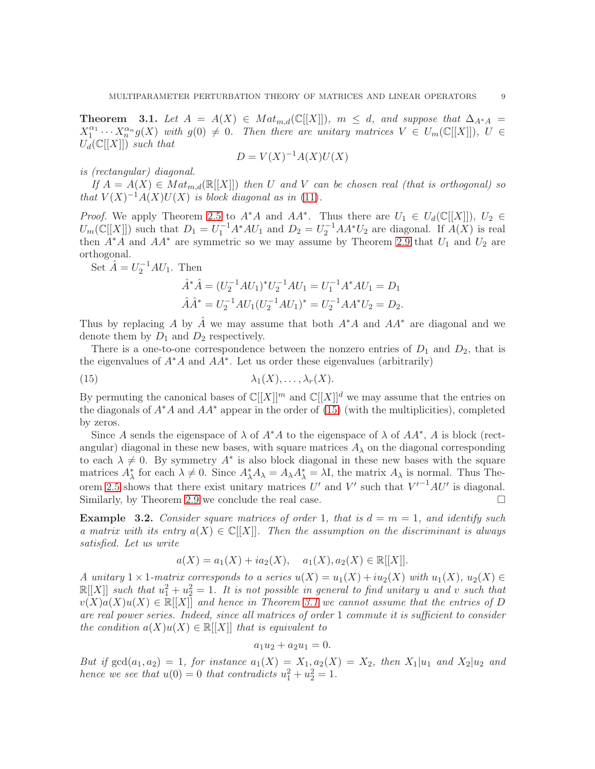**Theorem 3.1.** *Let $A = A(X) \in Mat_{m,d}(\mathbb{C}[[X]])$, $m \le d$, and suppose that $\Delta_{A^*A} = X_1^{\alpha_1} \cdots X_n^{\alpha_n} g(X)$ with $g(0) \neq 0$. Then there are unitary matrices $V \in U_m(\mathbb{C}[[X]])$, $U \in U_d(\mathbb{C}[[X]])$ such that*

$$D = V(X)^{-1} A(X) U(X)$$

*is (rectangular) diagonal.*

*If $A = A(X) \in Mat_{m,d}(\mathbb{R}[[X]])$ then $U$ and $V$ can be chosen real (that is orthogonal) so that $V(X)^{-1}A(X)U(X)$ is block diagonal as in (11).*

*Proof.* We apply Theorem 2.5 to $A^*A$ and $AA^*$. Thus there are $U_1 \in U_d(\mathbb{C}[[X]])$, $U_2 \in U_m(\mathbb{C}[[X]])$ such that $D_1 = U_1^{-1}A^*AU_1$ and $D_2 = U_2^{-1}AA^*U_2$ are diagonal. If $A(X)$ is real then $A^*A$ and $AA^*$ are symmetric so we may assume by Theorem 2.9 that $U_1$ and $U_2$ are orthogonal.

Set $\hat{A} = U_2^{-1}AU_1$. Then

$$\hat{A}^*\hat{A} = (U_2^{-1}AU_1)^* U_2^{-1}AU_1 = U_1^{-1}A^*AU_1 = D_1$$
$$\hat{A}\hat{A}^* = U_2^{-1}AU_1(U_2^{-1}AU_1)^* = U_2^{-1}AA^*U_2 = D_2.$$

Thus by replacing $A$ by $\hat{A}$ we may assume that both $A^*A$ and $AA^*$ are diagonal and we denote them by $D_1$ and $D_2$ respectively.

There is a one-to-one correspondence between the nonzero entries of $D_1$ and $D_2$, that is the eigenvalues of $A^*A$ and $AA^*$. Let us order these eigenvalues (arbitrarily)

$$\lambda_1(X), \ldots, \lambda_r(X). \tag{15}$$

By permuting the canonical bases of $\mathbb{C}[[X]]^m$ and $\mathbb{C}[[X]]^d$ we may assume that the entries on the diagonals of $A^*A$ and $AA^*$ appear in the order of (15) (with the multiplicities), completed by zeros.

Since $A$ sends the eigenspace of $\lambda$ of $A^*A$ to the eigenspace of $\lambda$ of $AA^*$, $A$ is block (rectangular) diagonal in these new bases, with square matrices $A_\lambda$ on the diagonal corresponding to each $\lambda \neq 0$. By symmetry $A^*$ is also block diagonal in these new bases with the square matrices $A_\lambda^*$ for each $\lambda \neq 0$. Since $A_\lambda^* A_\lambda = A_\lambda A_\lambda^* = \lambda \mathrm{I}$, the matrix $A_\lambda$ is normal. Thus Theorem 2.5 shows that there exist unitary matrices $U'$ and $V'$ such that $V'^{-1}AU'$ is diagonal. Similarly, by Theorem 2.9 we conclude the real case. □

**Example 3.2.** *Consider square matrices of order 1, that is $d = m = 1$, and identify such a matrix with its entry $a(X) \in \mathbb{C}[[X]]$. Then the assumption on the discriminant is always satisfied. Let us write*

$$a(X) = a_1(X) + ia_2(X), \quad a_1(X), a_2(X) \in \mathbb{R}[[X]].$$

*A unitary $1 \times 1$-matrix corresponds to a series $u(X) = u_1(X) + iu_2(X)$ with $u_1(X)$, $u_2(X) \in \mathbb{R}[[X]]$ such that $u_1^2 + u_2^2 = 1$. It is not possible in general to find unitary $u$ and $v$ such that $v(X)a(X)u(X) \in \mathbb{R}[[X]]$ and hence in Theorem 3.1 we cannot assume that the entries of $D$ are real power series. Indeed, since all matrices of order 1 commute it is sufficient to consider the condition $a(X)u(X) \in \mathbb{R}[[X]]$ that is equivalent to*

$$a_1 u_2 + a_2 u_1 = 0.$$

*But if $\gcd(a_1, a_2) = 1$, for instance $a_1(X) = X_1, a_2(X) = X_2$, then $X_1 | u_1$ and $X_2 | u_2$ and hence we see that $u(0) = 0$ that contradicts $u_1^2 + u_2^2 = 1$.*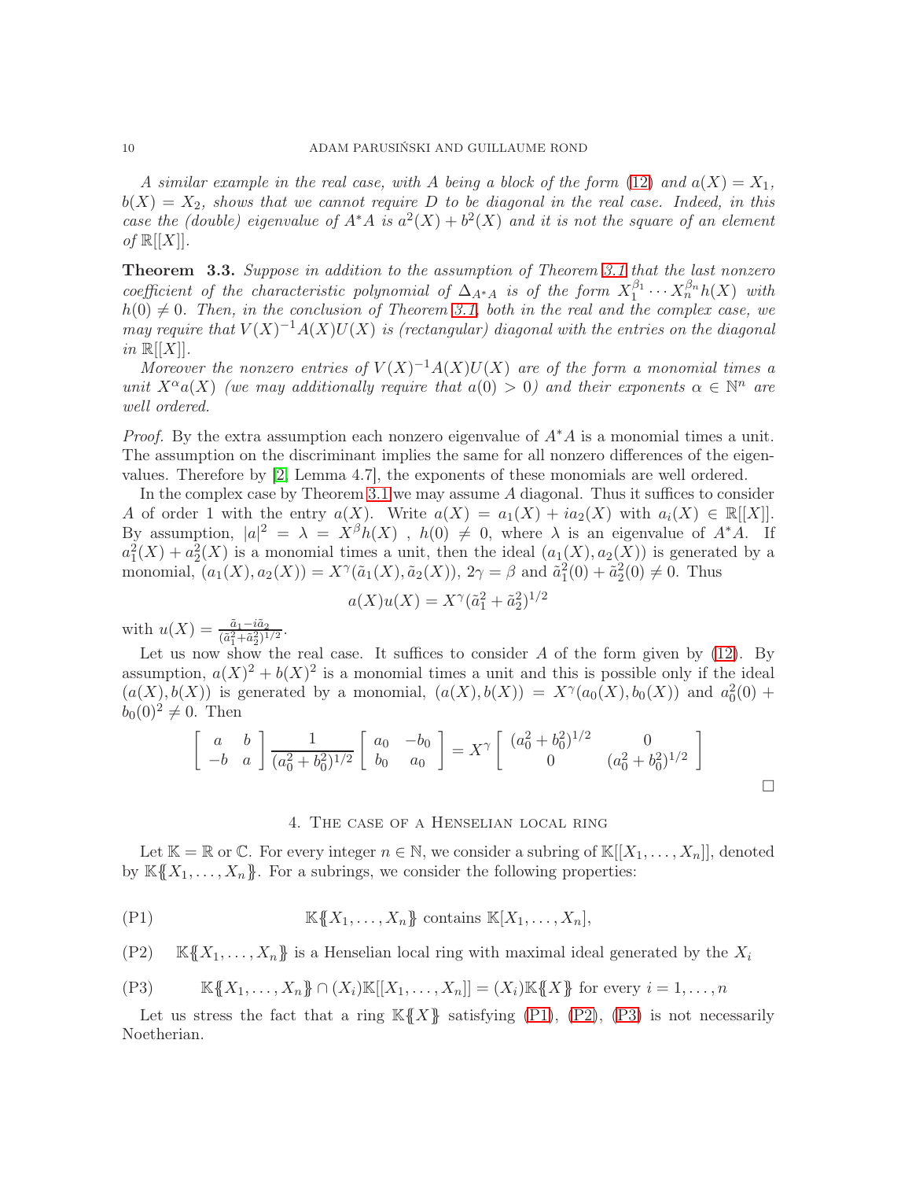*A similar example in the real case, with $A$ being a block of the form (12) and $a(X) = X_1$, $b(X) = X_2$, shows that we cannot require $D$ to be diagonal in the real case. Indeed, in this case the (double) eigenvalue of $A^*A$ is $a^2(X) + b^2(X)$ and it is not the square of an element of $\mathbb{R}[[X]]$.*

**Theorem 3.3.** *Suppose in addition to the assumption of Theorem 3.1 that the last nonzero coefficient of the characteristic polynomial of $\Delta_{A^*A}$ is of the form $X_1^{\beta_1} \cdots X_n^{\beta_n} h(X)$ with $h(0) \neq 0$. Then, in the conclusion of Theorem 3.1, both in the real and the complex case, we may require that $V(X)^{-1}A(X)U(X)$ is (rectangular) diagonal with the entries on the diagonal in $\mathbb{R}[[X]]$.*

*Moreover the nonzero entries of $V(X)^{-1}A(X)U(X)$ are of the form a monomial times a unit $X^\alpha a(X)$ (we may additionally require that $a(0) > 0$) and their exponents $\alpha \in \mathbb{N}^n$ are well ordered.*

*Proof.* By the extra assumption each nonzero eigenvalue of $A^*A$ is a monomial times a unit. The assumption on the discriminant implies the same for all nonzero differences of the eigenvalues. Therefore by [2, Lemma 4.7], the exponents of these monomials are well ordered.

In the complex case by Theorem 3.1 we may assume $A$ diagonal. Thus it suffices to consider $A$ of order 1 with the entry $a(X)$. Write $a(X) = a_1(X) + ia_2(X)$ with $a_i(X) \in \mathbb{R}[[X]]$. By assumption, $|a|^2 = \lambda = X^\beta h(X)$ , $h(0) \neq 0$, where $\lambda$ is an eigenvalue of $A^*A$. If $a_1^2(X) + a_2^2(X)$ is a monomial times a unit, then the ideal $(a_1(X), a_2(X))$ is generated by a monomial, $(a_1(X), a_2(X)) = X^\gamma(\tilde{a}_1(X), \tilde{a}_2(X))$, $2\gamma = \beta$ and $\tilde{a}_1^2(0) + \tilde{a}_2^2(0) \neq 0$. Thus

$$a(X)u(X) = X^\gamma(\tilde{a}_1^2 + \tilde{a}_2^2)^{1/2}$$

with $u(X) = \frac{\tilde{a}_1 - i\tilde{a}_2}{(\tilde{a}_1^2 + \tilde{a}_2^2)^{1/2}}$.

Let us now show the real case. It suffices to consider $A$ of the form given by (12). By assumption, $a(X)^2 + b(X)^2$ is a monomial times a unit and this is possible only if the ideal $(a(X), b(X))$ is generated by a monomial, $(a(X), b(X)) = X^\gamma(a_0(X), b_0(X))$ and $a_0^2(0) + b_0(0)^2 \neq 0$. Then

$$\begin{bmatrix} a & b \\ -b & a \end{bmatrix} \frac{1}{(a_0^2 + b_0^2)^{1/2}} \begin{bmatrix} a_0 & -b_0 \\ b_0 & a_0 \end{bmatrix} = X^\gamma \begin{bmatrix} (a_0^2 + b_0^2)^{1/2} & 0 \\ 0 & (a_0^2 + b_0^2)^{1/2} \end{bmatrix}$$

□

## 4. The case of a Henselian local ring

Let $\mathbb{K} = \mathbb{R}$ or $\mathbb{C}$. For every integer $n \in \mathbb{N}$, we consider a subring of $\mathbb{K}[[X_1, \ldots, X_n]]$, denoted by $\mathbb{K}\{\!\{X_1, \ldots, X_n\}\!\}$. For a subrings, we consider the following properties:

(P1) $\qquad \mathbb{K}\{\!\{X_1, \ldots, X_n\}\!\}$ contains $\mathbb{K}[X_1, \ldots, X_n]$,

(P2) $\qquad \mathbb{K}\{\!\{X_1, \ldots, X_n\}\!\}$ is a Henselian local ring with maximal ideal generated by the $X_i$

(P3) $\qquad \mathbb{K}\{\!\{X_1, \ldots, X_n\}\!\} \cap (X_i)\mathbb{K}[[X_1, \ldots, X_n]] = (X_i)\mathbb{K}\{\!\{X\}\!\}$ for every $i = 1, \ldots, n$

Let us stress the fact that a ring $\mathbb{K}\{\!\{X\}\!\}$ satisfying (P1), (P2), (P3) is not necessarily Noetherian.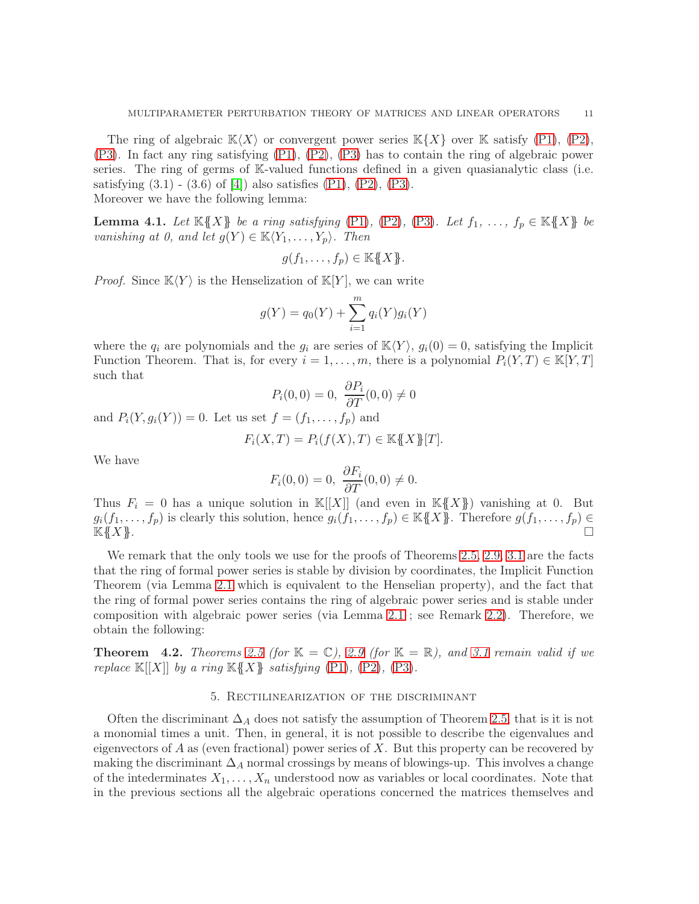The ring of algebraic $\mathbb{K}\langle X\rangle$ or convergent power series $\mathbb{K}\{X\}$ over $\mathbb{K}$ satisfy (P1), (P2), (P3). In fact any ring satisfying (P1), (P2), (P3) has to contain the ring of algebraic power series. The ring of germs of $\mathbb{K}$-valued functions defined in a given quasianalytic class (i.e. satisfying (3.1) - (3.6) of [4]) also satisfies (P1), (P2), (P3).
Moreover we have the following lemma:

**Lemma 4.1.** *Let $\mathbb{K}\{\!\{X\}\!\}$ be a ring satisfying (P1), (P2), (P3). Let $f_1, \ldots, f_p \in \mathbb{K}\{\!\{X\}\!\}$ be vanishing at 0, and let $g(Y) \in \mathbb{K}\langle Y_1, \ldots, Y_p\rangle$. Then*

$$g(f_1, \ldots, f_p) \in \mathbb{K}\{\!\{X\}\!\}.$$

*Proof.* Since $\mathbb{K}\langle Y\rangle$ is the Henselization of $\mathbb{K}[Y]$, we can write

$$g(Y) = q_0(Y) + \sum_{i=1}^{m} q_i(Y)g_i(Y)$$

where the $q_i$ are polynomials and the $g_i$ are series of $\mathbb{K}\langle Y\rangle$, $g_i(0) = 0$, satisfying the Implicit Function Theorem. That is, for every $i = 1, \ldots, m$, there is a polynomial $P_i(Y, T) \in \mathbb{K}[Y, T]$ such that

$$P_i(0, 0) = 0,\ \frac{\partial P_i}{\partial T}(0, 0) \neq 0$$

and $P_i(Y, g_i(Y)) = 0$. Let us set $f = (f_1, \ldots, f_p)$ and

$$F_i(X, T) = P_i(f(X), T) \in \mathbb{K}\{\!\{X\}\!\}[T].$$

We have

$$F_i(0, 0) = 0,\ \frac{\partial F_i}{\partial T}(0, 0) \neq 0.$$

Thus $F_i = 0$ has a unique solution in $\mathbb{K}[[X]]$ (and even in $\mathbb{K}\{\!\{X\}\!\}$) vanishing at 0. But $g_i(f_1, \ldots, f_p)$ is clearly this solution, hence $g_i(f_1, \ldots, f_p) \in \mathbb{K}\{\!\{X\}\!\}$. Therefore $g(f_1, \ldots, f_p) \in \mathbb{K}\{\!\{X\}\!\}$. □

We remark that the only tools we use for the proofs of Theorems 2.5, 2.9, 3.1 are the facts that the ring of formal power series is stable by division by coordinates, the Implicit Function Theorem (via Lemma 2.1 which is equivalent to the Henselian property), and the fact that the ring of formal power series contains the ring of algebraic power series and is stable under composition with algebraic power series (via Lemma 2.1 ; see Remark 2.2). Therefore, we obtain the following:

**Theorem 4.2.** *Theorems 2.5 (for $\mathbb{K} = \mathbb{C}$), 2.9 (for $\mathbb{K} = \mathbb{R}$), and 3.1 remain valid if we replace $\mathbb{K}[[X]]$ by a ring $\mathbb{K}\{\!\{X\}\!\}$ satisfying (P1), (P2), (P3).*

## 5. Rectilinearization of the discriminant

Often the discriminant $\Delta_A$ does not satisfy the assumption of Theorem 2.5, that is it is not a monomial times a unit. Then, in general, it is not possible to describe the eigenvalues and eigenvectors of $A$ as (even fractional) power series of $X$. But this property can be recovered by making the discriminant $\Delta_A$ normal crossings by means of blowings-up. This involves a change of the intederminates $X_1, \ldots, X_n$ understood now as variables or local coordinates. Note that in the previous sections all the algebraic operations concerned the matrices themselves and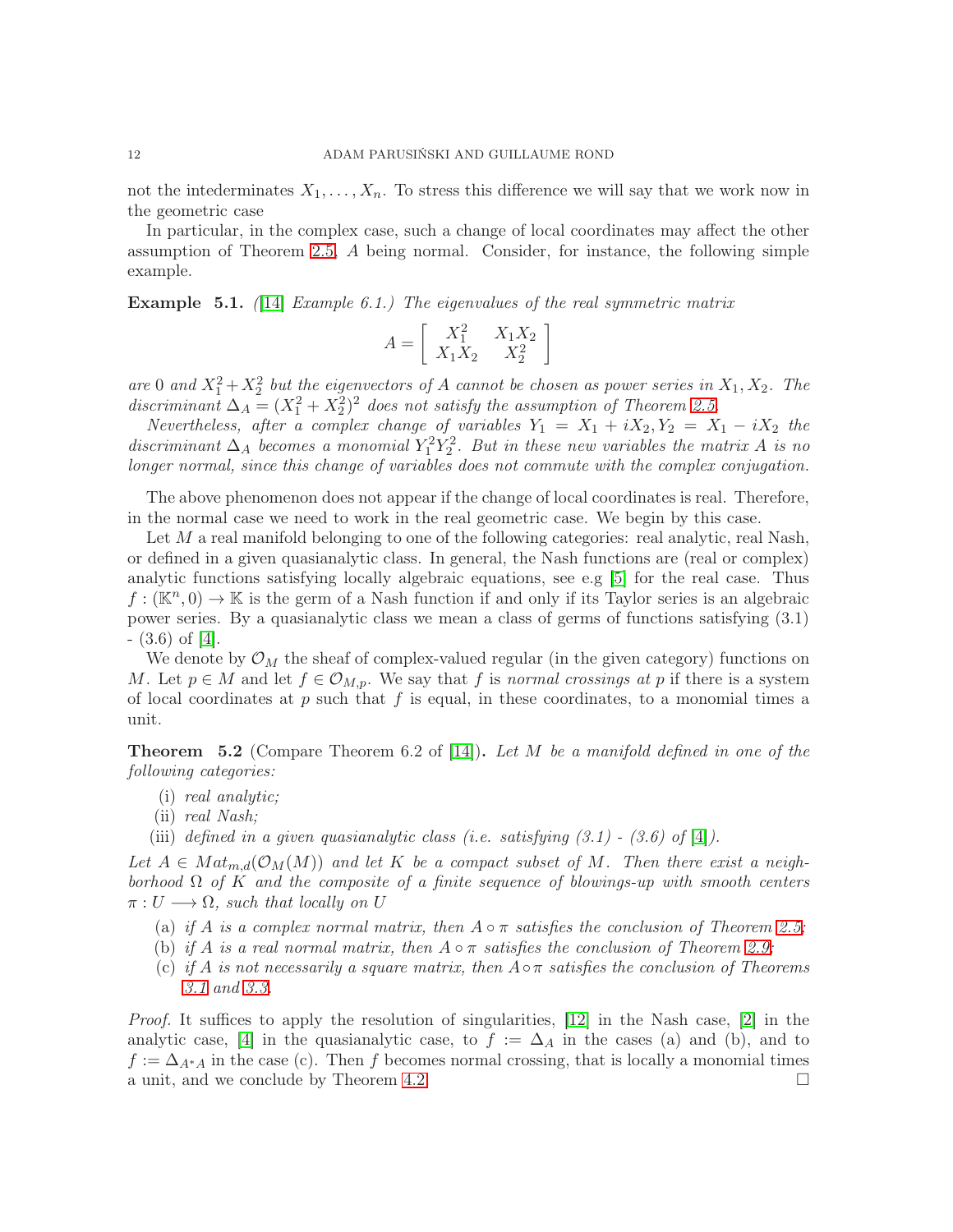not the intederminates $X_1, \dots, X_n$. To stress this difference we will say that we work now in the geometric case

In particular, in the complex case, such a change of local coordinates may affect the other assumption of Theorem 2.5, $A$ being normal. Consider, for instance, the following simple example.

**Example 5.1.** *([14] Example 6.1.) The eigenvalues of the real symmetric matrix*

$$A = \begin{bmatrix} X_1^2 & X_1X_2 \\ X_1X_2 & X_2^2 \end{bmatrix}$$

*are 0 and $X_1^2 + X_2^2$ but the eigenvectors of $A$ cannot be chosen as power series in $X_1, X_2$. The discriminant $\Delta_A = (X_1^2 + X_2^2)^2$ does not satisfy the assumption of Theorem 2.5.*

*Nevertheless, after a complex change of variables $Y_1 = X_1 + iX_2, Y_2 = X_1 - iX_2$ the discriminant $\Delta_A$ becomes a monomial $Y_1^2 Y_2^2$. But in these new variables the matrix $A$ is no longer normal, since this change of variables does not commute with the complex conjugation.*

The above phenomenon does not appear if the change of local coordinates is real. Therefore, in the normal case we need to work in the real geometric case. We begin by this case.

Let $M$ a real manifold belonging to one of the following categories: real analytic, real Nash, or defined in a given quasianalytic class. In general, the Nash functions are (real or complex) analytic functions satisfying locally algebraic equations, see e.g [5] for the real case. Thus $f : (\mathbb{K}^n, 0) \to \mathbb{K}$ is the germ of a Nash function if and only if its Taylor series is an algebraic power series. By a quasianalytic class we mean a class of germs of functions satisfying (3.1) - (3.6) of [4].

We denote by $\mathcal{O}_M$ the sheaf of complex-valued regular (in the given category) functions on $M$. Let $p \in M$ and let $f \in \mathcal{O}_{M,p}$. We say that $f$ is *normal crossings at* $p$ if there is a system of local coordinates at $p$ such that $f$ is equal, in these coordinates, to a monomial times a unit.

**Theorem 5.2** (Compare Theorem 6.2 of [14])**.** *Let $M$ be a manifold defined in one of the following categories:*

- (i) *real analytic;*
- (ii) *real Nash;*
- (iii) *defined in a given quasianalytic class (i.e. satisfying (3.1) - (3.6) of [4]).*

*Let $A \in Mat_{m,d}(\mathcal{O}_M(M))$ and let $K$ be a compact subset of $M$. Then there exist a neighborhood $\Omega$ of $K$ and the composite of a finite sequence of blowings-up with smooth centers $\pi : U \longrightarrow \Omega$, such that locally on $U$*

- (a) *if $A$ is a complex normal matrix, then $A \circ \pi$ satisfies the conclusion of Theorem 2.5;*
- (b) *if $A$ is a real normal matrix, then $A \circ \pi$ satisfies the conclusion of Theorem 2.9;*
- (c) *if $A$ is not necessarily a square matrix, then $A \circ \pi$ satisfies the conclusion of Theorems 3.1 and 3.3.*

*Proof.* It suffices to apply the resolution of singularities, [12] in the Nash case, [2] in the analytic case, [4] in the quasianalytic case, to $f := \Delta_A$ in the cases (a) and (b), and to $f := \Delta_{A^*A}$ in the case (c). Then $f$ becomes normal crossing, that is locally a monomial times a unit, and we conclude by Theorem 4.2. $\square$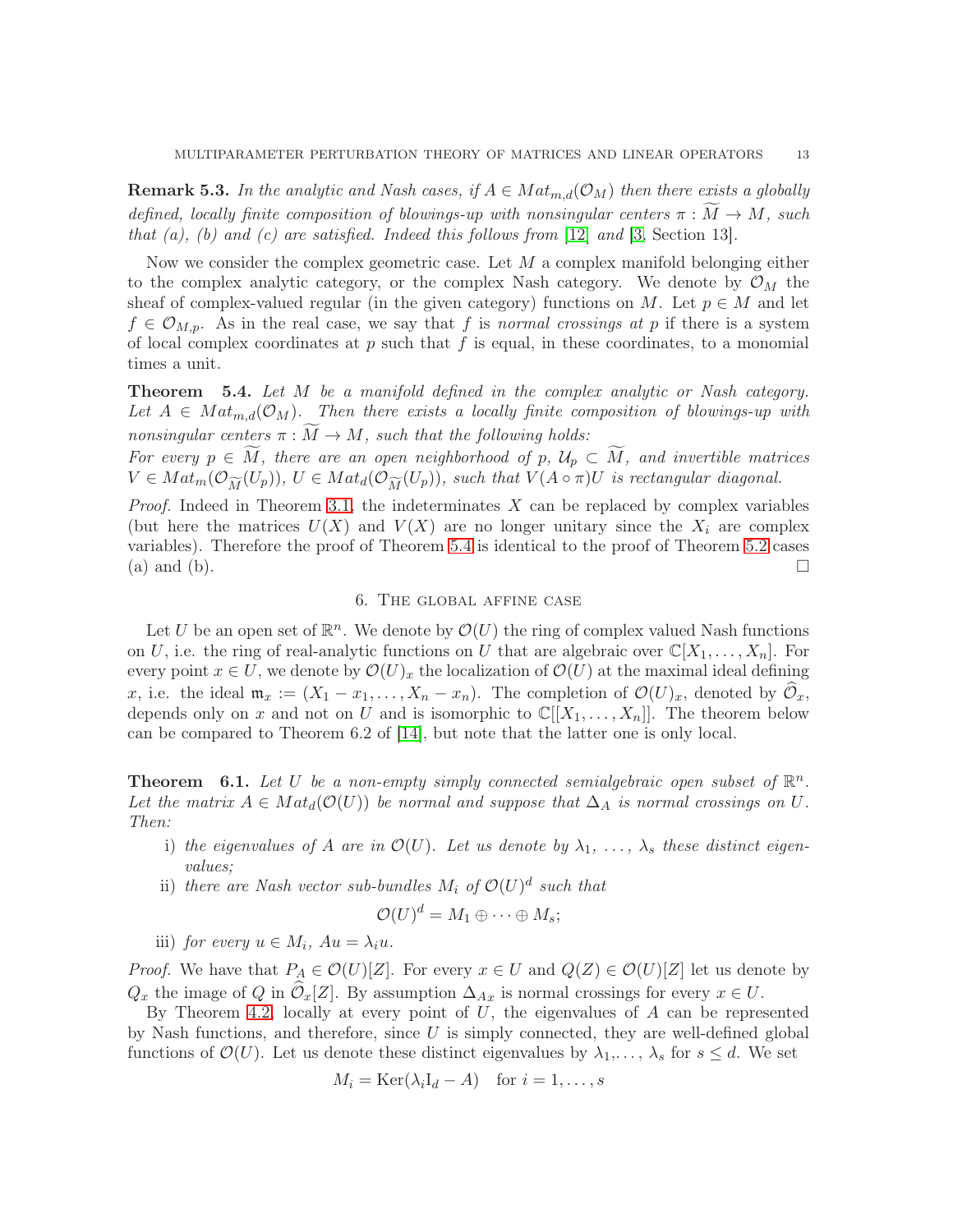**Remark 5.3.** *In the analytic and Nash cases, if $A \in Mat_{m,d}(\mathcal{O}_M)$ then there exists a globally defined, locally finite composition of blowings-up with nonsingular centers $\pi : \widetilde{M} \to M$, such that (a), (b) and (c) are satisfied. Indeed this follows from [12] and [3, Section 13].*

Now we consider the complex geometric case. Let $M$ a complex manifold belonging either to the complex analytic category, or the complex Nash category. We denote by $\mathcal{O}_M$ the sheaf of complex-valued regular (in the given category) functions on $M$. Let $p \in M$ and let $f \in \mathcal{O}_{M,p}$. As in the real case, we say that $f$ is *normal crossings at* $p$ if there is a system of local complex coordinates at $p$ such that $f$ is equal, in these coordinates, to a monomial times a unit.

**Theorem 5.4.** *Let $M$ be a manifold defined in the complex analytic or Nash category. Let $A \in Mat_{m,d}(\mathcal{O}_M)$. Then there exists a locally finite composition of blowings-up with nonsingular centers $\pi : \widetilde{M} \to M$, such that the following holds:*
*For every $p \in \widetilde{M}$, there are an open neighborhood of $p$, $\mathcal{U}_p \subset \widetilde{M}$, and invertible matrices $V \in Mat_m(\mathcal{O}_{\widetilde{M}}(U_p))$, $U \in Mat_d(\mathcal{O}_{\widetilde{M}}(U_p))$, such that $V(A \circ \pi)U$ is rectangular diagonal.*

*Proof.* Indeed in Theorem 3.1, the indeterminates $X$ can be replaced by complex variables (but here the matrices $U(X)$ and $V(X)$ are no longer unitary since the $X_i$ are complex variables). Therefore the proof of Theorem 5.4 is identical to the proof of Theorem 5.2 cases (a) and (b). □

## 6. The global affine case

Let $U$ be an open set of $\mathbb{R}^n$. We denote by $\mathcal{O}(U)$ the ring of complex valued Nash functions on $U$, i.e. the ring of real-analytic functions on $U$ that are algebraic over $\mathbb{C}[X_1, \ldots, X_n]$. For every point $x \in U$, we denote by $\mathcal{O}(U)_x$ the localization of $\mathcal{O}(U)$ at the maximal ideal defining $x$, i.e. the ideal $\mathfrak{m}_x := (X_1 - x_1, \ldots, X_n - x_n)$. The completion of $\mathcal{O}(U)_x$, denoted by $\widehat{\mathcal{O}}_x$, depends only on $x$ and not on $U$ and is isomorphic to $\mathbb{C}[[X_1, \ldots, X_n]]$. The theorem below can be compared to Theorem 6.2 of [14], but note that the latter one is only local.

**Theorem 6.1.** *Let $U$ be a non-empty simply connected semialgebraic open subset of $\mathbb{R}^n$. Let the matrix $A \in Mat_d(\mathcal{O}(U))$ be normal and suppose that $\Delta_A$ is normal crossings on $U$. Then:*

- i) *the eigenvalues of $A$ are in $\mathcal{O}(U)$. Let us denote by $\lambda_1, \ldots, \lambda_s$ these distinct eigenvalues;*
- ii) *there are Nash vector sub-bundles $M_i$ of $\mathcal{O}(U)^d$ such that*
$$\mathcal{O}(U)^d = M_1 \oplus \cdots \oplus M_s;$$
- iii) *for every $u \in M_i$, $Au = \lambda_i u$.*

*Proof.* We have that $P_A \in \mathcal{O}(U)[Z]$. For every $x \in U$ and $Q(Z) \in \mathcal{O}(U)[Z]$ let us denote by $Q_x$ the image of $Q$ in $\widehat{\mathcal{O}}_x[Z]$. By assumption $\Delta_{A_x}$ is normal crossings for every $x \in U$.

By Theorem 4.2, locally at every point of $U$, the eigenvalues of $A$ can be represented by Nash functions, and therefore, since $U$ is simply connected, they are well-defined global functions of $\mathcal{O}(U)$. Let us denote these distinct eigenvalues by $\lambda_1, \ldots, \lambda_s$ for $s \leq d$. We set

$$M_i = \mathrm{Ker}(\lambda_i \mathrm{I}_d - A) \quad \text{for } i = 1, \ldots, s$$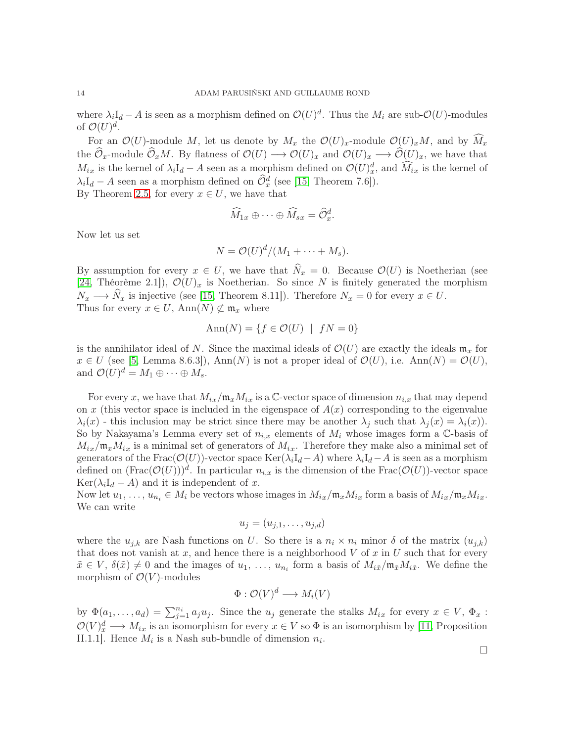where $\lambda_i \mathrm{I}_d - A$ is seen as a morphism defined on $\mathcal{O}(U)^d$. Thus the $M_i$ are sub-$\mathcal{O}(U)$-modules of $\mathcal{O}(U)^d$.

For an $\mathcal{O}(U)$-module $M$, let us denote by $M_x$ the $\mathcal{O}(U)_x$-module $\mathcal{O}(U)_x M$, and by $\widehat{M}_x$ the $\widehat{\mathcal{O}}_x$-module $\widehat{\mathcal{O}}_x M$. By flatness of $\mathcal{O}(U) \longrightarrow \mathcal{O}(U)_x$ and $\mathcal{O}(U)_x \longrightarrow \widehat{\mathcal{O}}(U)_x$, we have that $M_{ix}$ is the kernel of $\lambda_i \mathrm{I}_d - A$ seen as a morphism defined on $\mathcal{O}(U)_x^d$, and $\widehat{M}_{ix}$ is the kernel of $\lambda_i \mathrm{I}_d - A$ seen as a morphism defined on $\widehat{\mathcal{O}}_x^d$ (see [15, Theorem 7.6]).
By Theorem 2.5, for every $x \in U$, we have that

$$\widehat{M}_{1x} \oplus \cdots \oplus \widehat{M}_{sx} = \widehat{\mathcal{O}}_x^d.$$

Now let us set

$$N = \mathcal{O}(U)^d/(M_1 + \cdots + M_s).$$

By assumption for every $x \in U$, we have that $\widehat{N}_x = 0$. Because $\mathcal{O}(U)$ is Noetherian (see [24, Théorème 2.1]), $\mathcal{O}(U)_x$ is Noetherian. So since $N$ is finitely generated the morphism $N_x \longrightarrow \widehat{N}_x$ is injective (see [15, Theorem 8.11]). Therefore $N_x = 0$ for every $x \in U$.
Thus for every $x \in U$, $\mathrm{Ann}(N) \not\subset \mathfrak{m}_x$ where

$$\mathrm{Ann}(N) = \{f \in \mathcal{O}(U) \ \mid \ fN = 0\}$$

is the annihilator ideal of $N$. Since the maximal ideals of $\mathcal{O}(U)$ are exactly the ideals $\mathfrak{m}_x$ for $x \in U$ (see [5, Lemma 8.6.3]), $\mathrm{Ann}(N)$ is not a proper ideal of $\mathcal{O}(U)$, i.e. $\mathrm{Ann}(N) = \mathcal{O}(U)$, and $\mathcal{O}(U)^d = M_1 \oplus \cdots \oplus M_s$.

For every $x$, we have that $M_{ix}/\mathfrak{m}_x M_{ix}$ is a $\mathbb{C}$-vector space of dimension $n_{i,x}$ that may depend on $x$ (this vector space is included in the eigenspace of $A(x)$ corresponding to the eigenvalue $\lambda_i(x)$ - this inclusion may be strict since there may be another $\lambda_j$ such that $\lambda_j(x) = \lambda_i(x)$). So by Nakayama's Lemma every set of $n_{i,x}$ elements of $M_i$ whose images form a $\mathbb{C}$-basis of $M_{ix}/\mathfrak{m}_x M_{ix}$ is a minimal set of generators of $M_{ix}$. Therefore they make also a minimal set of generators of the $\mathrm{Frac}(\mathcal{O}(U))$-vector space $\mathrm{Ker}(\lambda_i \mathrm{I}_d - A)$ where $\lambda_i \mathrm{I}_d - A$ is seen as a morphism defined on $(\mathrm{Frac}(\mathcal{O}(U)))^d$. In particular $n_{i,x}$ is the dimension of the $\mathrm{Frac}(\mathcal{O}(U))$-vector space $\mathrm{Ker}(\lambda_i \mathrm{I}_d - A)$ and it is independent of $x$.
Now let $u_1, \ldots, u_{n_i} \in M_i$ be vectors whose images in $M_{ix}/\mathfrak{m}_x M_{ix}$ form a basis of $M_{ix}/\mathfrak{m}_x M_{ix}$. We can write

$$u_j = (u_{j,1}, \ldots, u_{j,d})$$

where the $u_{j,k}$ are Nash functions on $U$. So there is a $n_i \times n_i$ minor $\delta$ of the matrix $(u_{j,k})$ that does not vanish at $x$, and hence there is a neighborhood $V$ of $x$ in $U$ such that for every $\tilde{x} \in V$, $\delta(\tilde{x}) \neq 0$ and the images of $u_1, \ldots, u_{n_i}$ form a basis of $M_{i\tilde{x}}/\mathfrak{m}_{\tilde{x}} M_{i\tilde{x}}$. We define the morphism of $\mathcal{O}(V)$-modules

$$\Phi : \mathcal{O}(V)^d \longrightarrow M_i(V)$$

by $\Phi(a_1, \ldots, a_d) = \sum_{j=1}^{n_i} a_j u_j$. Since the $u_j$ generate the stalks $M_{ix}$ for every $x \in V$, $\Phi_x : \mathcal{O}(V)_x^d \longrightarrow M_{ix}$ is an isomorphism for every $x \in V$ so $\Phi$ is an isomorphism by [11, Proposition II.1.1]. Hence $M_i$ is a Nash sub-bundle of dimension $n_i$.

$\square$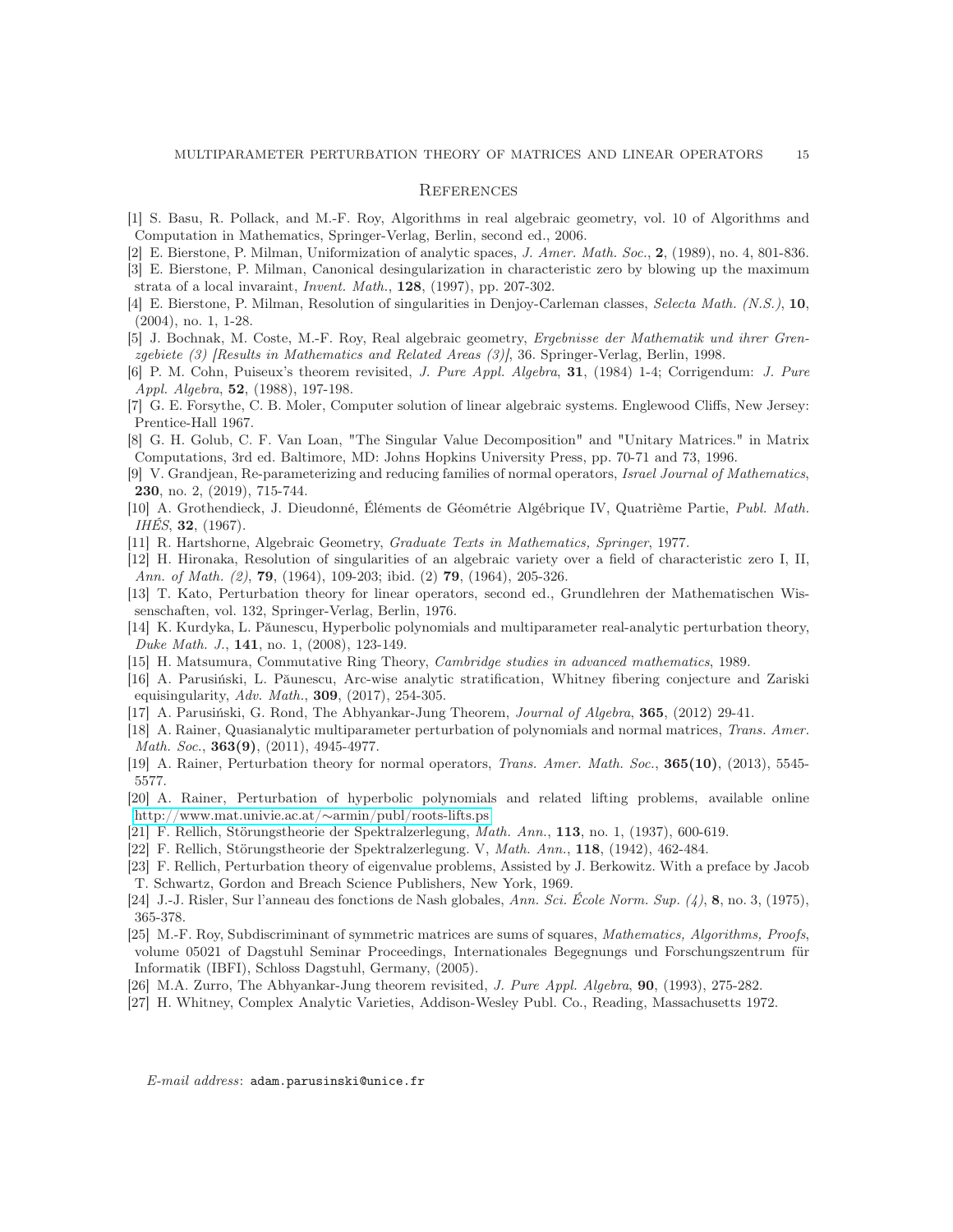## References

[1] S. Basu, R. Pollack, and M.-F. Roy, Algorithms in real algebraic geometry, vol. 10 of Algorithms and Computation in Mathematics, Springer-Verlag, Berlin, second ed., 2006.

[2] E. Bierstone, P. Milman, Uniformization of analytic spaces, *J. Amer. Math. Soc.*, **2**, (1989), no. 4, 801-836.

[3] E. Bierstone, P. Milman, Canonical desingularization in characteristic zero by blowing up the maximum strata of a local invaraint, *Invent. Math.*, **128**, (1997), pp. 207-302.

[4] E. Bierstone, P. Milman, Resolution of singularities in Denjoy-Carleman classes, *Selecta Math. (N.S.)*, **10**, (2004), no. 1, 1-28.

[5] J. Bochnak, M. Coste, M.-F. Roy, Real algebraic geometry, *Ergebnisse der Mathematik und ihrer Grenzgebiete (3) [Results in Mathematics and Related Areas (3)]*, 36. Springer-Verlag, Berlin, 1998.

[6] P. M. Cohn, Puiseux's theorem revisited, *J. Pure Appl. Algebra*, **31**, (1984) 1-4; Corrigendum: *J. Pure Appl. Algebra*, **52**, (1988), 197-198.

[7] G. E. Forsythe, C. B. Moler, Computer solution of linear algebraic systems. Englewood Cliffs, New Jersey: Prentice-Hall 1967.

[8] G. H. Golub, C. F. Van Loan, "The Singular Value Decomposition" and "Unitary Matrices." in Matrix Computations, 3rd ed. Baltimore, MD: Johns Hopkins University Press, pp. 70-71 and 73, 1996.

[9] V. Grandjean, Re-parameterizing and reducing families of normal operators, *Israel Journal of Mathematics*, **230**, no. 2, (2019), 715-744.

[10] A. Grothendieck, J. Dieudonné, Éléments de Géométrie Algébrique IV, Quatrième Partie, *Publ. Math. IHÉS*, **32**, (1967).

[11] R. Hartshorne, Algebraic Geometry, *Graduate Texts in Mathematics, Springer*, 1977.

[12] H. Hironaka, Resolution of singularities of an algebraic variety over a field of characteristic zero I, II, *Ann. of Math. (2)*, **79**, (1964), 109-203; ibid. (2) **79**, (1964), 205-326.

[13] T. Kato, Perturbation theory for linear operators, second ed., Grundlehren der Mathematischen Wissenschaften, vol. 132, Springer-Verlag, Berlin, 1976.

[14] K. Kurdyka, L. Păunescu, Hyperbolic polynomials and multiparameter real-analytic perturbation theory, *Duke Math. J.*, **141**, no. 1, (2008), 123-149.

[15] H. Matsumura, Commutative Ring Theory, *Cambridge studies in advanced mathematics*, 1989.

[16] A. Parusiński, L. Păunescu, Arc-wise analytic stratification, Whitney fibering conjecture and Zariski equisingularity, *Adv. Math.*, **309**, (2017), 254-305.

[17] A. Parusiński, G. Rond, The Abhyankar-Jung Theorem, *Journal of Algebra*, **365**, (2012) 29-41.

[18] A. Rainer, Quasianalytic multiparameter perturbation of polynomials and normal matrices, *Trans. Amer. Math. Soc.*, **363(9)**, (2011), 4945-4977.

[19] A. Rainer, Perturbation theory for normal operators, *Trans. Amer. Math. Soc.*, **365(10)**, (2013), 5545-5577.

[20] A. Rainer, Perturbation of hyperbolic polynomials and related lifting problems, available online http://www.mat.univie.ac.at/∼armin/publ/roots-lifts.ps

[21] F. Rellich, Störungstheorie der Spektralzerlegung, *Math. Ann.*, **113**, no. 1, (1937), 600-619.

[22] F. Rellich, Störungstheorie der Spektralzerlegung. V, *Math. Ann.*, **118**, (1942), 462-484.

[23] F. Rellich, Perturbation theory of eigenvalue problems, Assisted by J. Berkowitz. With a preface by Jacob T. Schwartz, Gordon and Breach Science Publishers, New York, 1969.

[24] J.-J. Risler, Sur l'anneau des fonctions de Nash globales, *Ann. Sci. École Norm. Sup. (4)*, **8**, no. 3, (1975), 365-378.

[25] M.-F. Roy, Subdiscriminant of symmetric matrices are sums of squares, *Mathematics, Algorithms, Proofs*, volume 05021 of Dagstuhl Seminar Proceedings, Internationales Begegnungs und Forschungszentrum für Informatik (IBFI), Schloss Dagstuhl, Germany, (2005).

[26] M.A. Zurro, The Abhyankar-Jung theorem revisited, *J. Pure Appl. Algebra*, **90**, (1993), 275-282.

[27] H. Whitney, Complex Analytic Varieties, Addison-Wesley Publ. Co., Reading, Massachusetts 1972.

*E-mail address*: adam.parusinski@unice.fr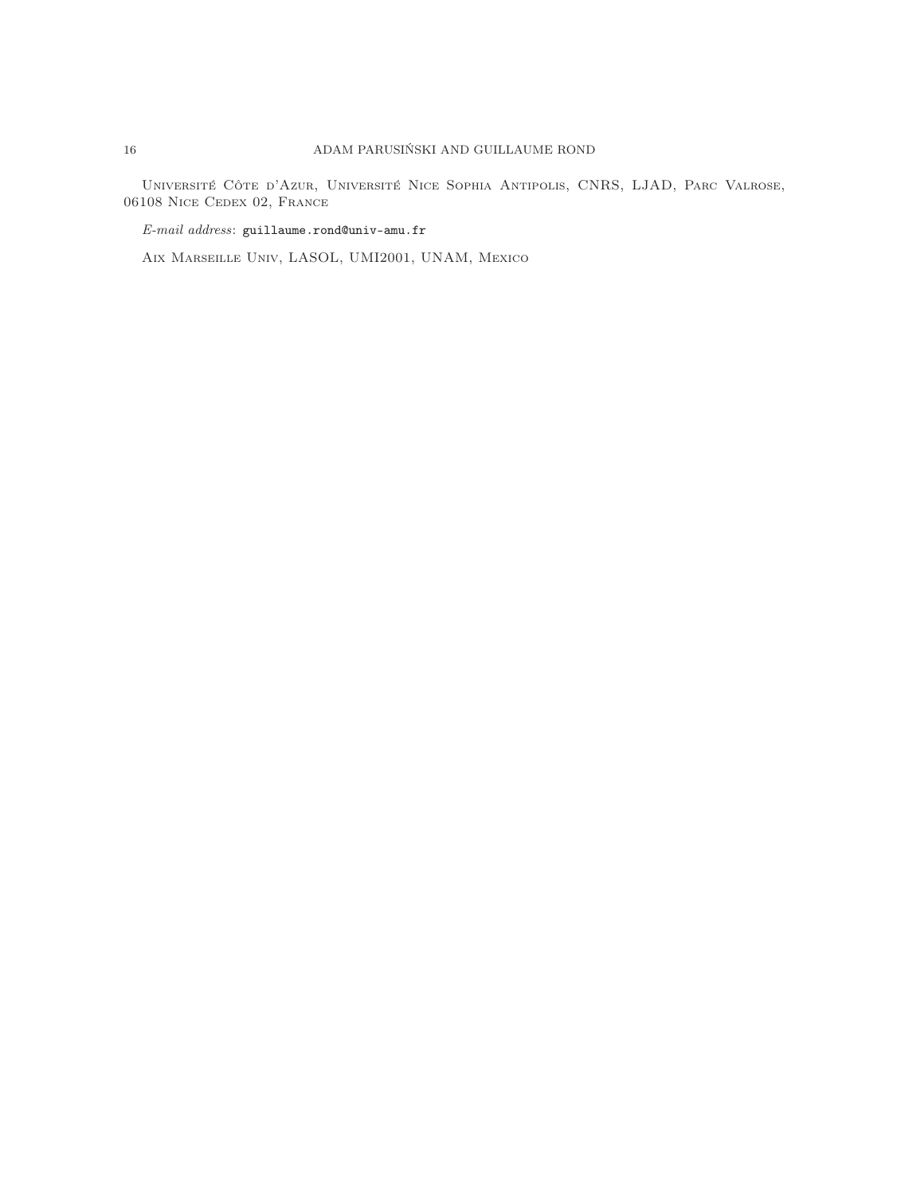Université Côte d'Azur, Université Nice Sophia Antipolis, CNRS, LJAD, Parc Valrose, 06108 Nice Cedex 02, France

*E-mail address*: guillaume.rond@univ-amu.fr

Aix Marseille Univ, LASOL, UMI2001, UNAM, Mexico